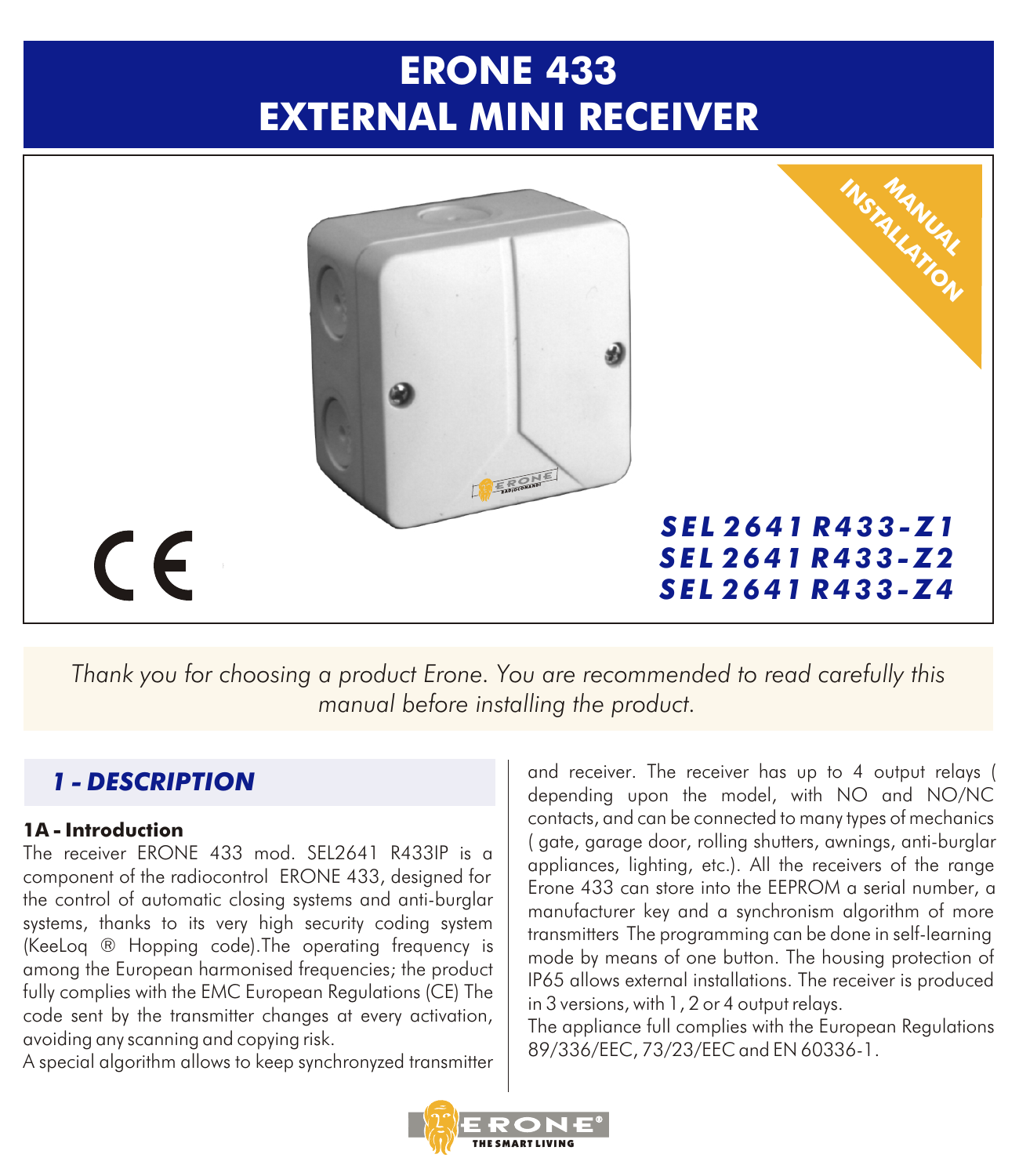# ERONE 433
# EXTERNAL MINI RECEIVER

MANUAL INSTALLATION

**SEL 2641 R433-Z1**
**SEL 2641 R433-Z2**
**SEL 2641 R433-Z4**

*Thank you for choosing a product Erone. You are recommended to read carefully this manual before installing the product.*

## 1 - DESCRIPTION

### 1A - Introduction

The receiver ERONE 433 mod. SEL2641 R433IP is a component of the radiocontrol ERONE 433, designed for the control of automatic closing systems and anti-burglar systems, thanks to its very high security coding system (KeeLoq ® Hopping code).The operating frequency is among the European harmonised frequencies; the product fully complies with the EMC European Regulations (CE) The code sent by the transmitter changes at every activation, avoiding any scanning and copying risk.

A special algorithm allows to keep synchronyzed transmitter and receiver. The receiver has up to 4 output relays ( depending upon the model, with NO and NO/NC contacts, and can be connected to many types of mechanics ( gate, garage door, rolling shutters, awnings, anti-burglar appliances, lighting, etc.). All the receivers of the range Erone 433 can store into the EEPROM a serial number, a manufacturer key and a synchronism algorithm of more transmitters The programming can be done in self-learning mode by means of one button. The housing protection of IP65 allows external installations. The receiver is produced in 3 versions, with 1, 2 or 4 output relays.

The appliance full complies with the European Regulations 89/336/EEC, 73/23/EEC and EN 60336-1.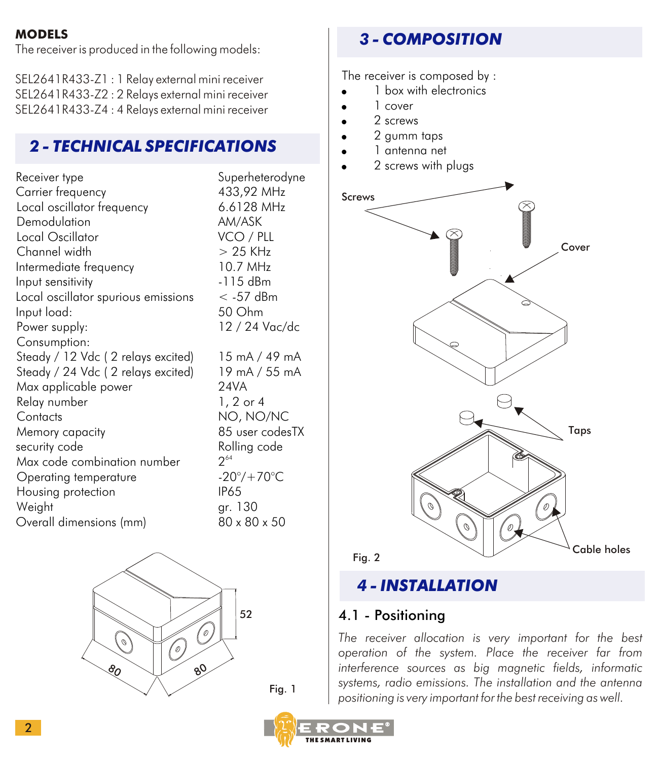**MODELS**

The receiver is produced in the following models:

SEL2641R433-Z1 : 1 Relay external mini receiver
SEL2641R433-Z2 : 2 Relays external mini receiver
SEL2641R433-Z4 : 4 Relays external mini receiver

## 2 - TECHNICAL SPECIFICATIONS

| | |
|---|---|
| Receiver type | Superheterodyne |
| Carrier frequency | 433,92 MHz |
| Local oscillator frequency | 6.6128 MHz |
| Demodulation | AM/ASK |
| Local Oscillator | VCO / PLL |
| Channel width | > 25 KHz |
| Intermediate frequency | 10.7 MHz |
| Input sensitivity | -115 dBm |
| Local oscillator spurious emissions | < -57 dBm |
| Input load: | 50 Ohm |
| Power supply: | 12 / 24 Vac/dc |
| Consumption: | |
| Steady / 12 Vdc ( 2 relays excited) | 15 mA / 49 mA |
| Steady / 24 Vdc ( 2 relays excited) | 19 mA / 55 mA |
| Max applicable power | 24VA |
| Relay number | 1, 2 or 4 |
| Contacts | NO, NO/NC |
| Memory capacity | 85 user codesTX |
| security code | Rolling code |
| Max code combination number | $2^{64}$ |
| Operating temperature | -20°/+70°C |
| Housing protection | IP65 |
| Weight | gr. 130 |
| Overall dimensions (mm) | 80 x 80 x 50 |

52

80

80

Fig. 1

## 3 - COMPOSITION

The receiver is composed by :

- 1 box with electronics
- 1 cover
- 2 screws
- 2 gumm taps
- 1 antenna net
- 2 screws with plugs

Screws

Cover

Taps

Cable holes

Fig. 2

## 4 - INSTALLATION

### 4.1 - Positioning

*The receiver allocation is very important for the best operation of the system. Place the receiver far from interference sources as big magnetic fields, informatic systems, radio emissions. The installation and the antenna positioning is very important for the best receiving as well.*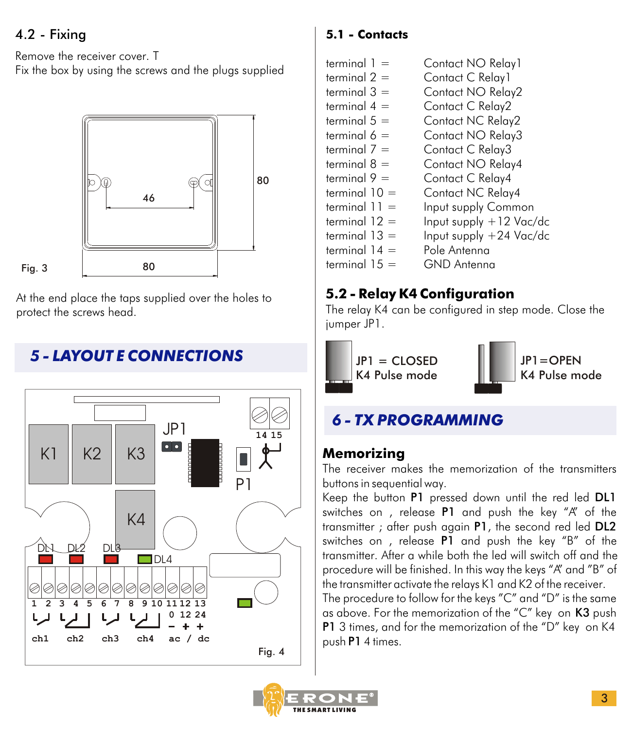## 4.2 - Fixing

Remove the receiver cover. T
Fix the box by using the screws and the plugs supplied

Fig. 3

At the end place the taps supplied over the holes to protect the screws head.

## 5 - LAYOUT E CONNECTIONS

Fig. 4

### 5.1 - Contacts

| | |
|---|---|
| terminal 1 = | Contact NO Relay1 |
| terminal 2 = | Contact C Relay1 |
| terminal 3 = | Contact NO Relay2 |
| terminal 4 = | Contact C Relay2 |
| terminal 5 = | Contact NC Relay2 |
| terminal 6 = | Contact NO Relay3 |
| terminal 7 = | Contact C Relay3 |
| terminal 8 = | Contact NO Relay4 |
| terminal 9 = | Contact C Relay4 |
| terminal 10 = | Contact NC Relay4 |
| terminal 11 = | Input supply Common |
| terminal 12 = | Input supply +12 Vac/dc |
| terminal 13 = | Input supply +24 Vac/dc |
| terminal 14 = | Pole Antenna |
| terminal 15 = | GND Antenna |

### 5.2 - Relay K4 Configuration

The relay K4 can be configured in step mode. Close the jumper JP1.

JP1 = CLOSED
K4 Pulse mode

JP1=OPEN
K4 Pulse mode

## 6 - TX PROGRAMMING

### Memorizing

The receiver makes the memorization of the transmitters buttons in sequential way.
Keep the button **P1** pressed down until the red led **DL1** switches on , release **P1** and push the key "A" of the transmitter ; after push again **P1**, the second red led **DL2** switches on , release **P1** and push the key "B" of the transmitter. After a while both the led will switch off and the procedure will be finished. In this way the keys "A" and "B" of the transmitter activate the relays K1 and K2 of the receiver.
The procedure to follow for the keys "C" and "D" is the same as above. For the memorization of the "C" key on **K3** push **P1** 3 times, and for the memorization of the "D" key on K4 push **P1** 4 times.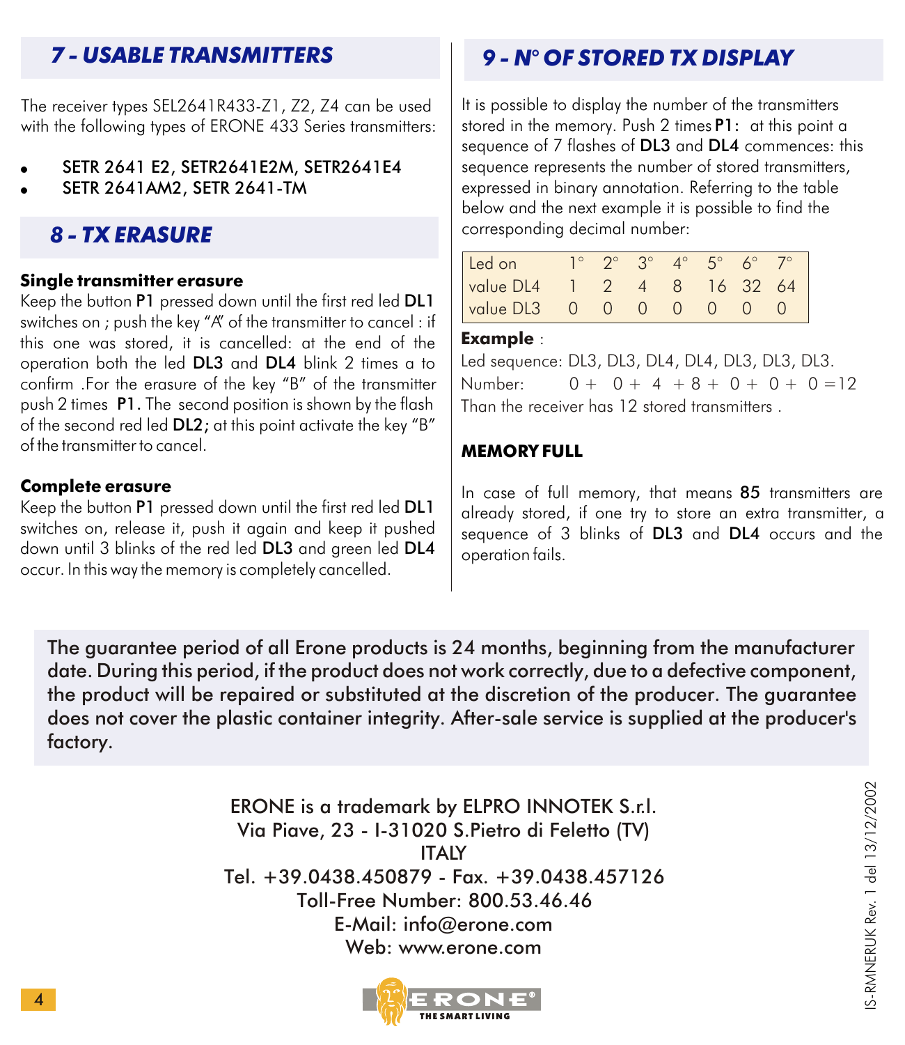## 7 - USABLE TRANSMITTERS

The receiver types SEL2641R433-Z1, Z2, Z4 can be used with the following types of ERONE 433 Series transmitters:

- SETR 2641 E2, SETR2641E2M, SETR2641E4
- SETR 2641AM2, SETR 2641-TM

## 8 - TX ERASURE

**Single transmitter erasure**

Keep the button **P1** pressed down until the first red led **DL1** switches on ; push the key "A" of the transmitter to cancel : if this one was stored, it is cancelled: at the end of the operation both the led **DL3** and **DL4** blink 2 times a to confirm .For the erasure of the key "B" of the transmitter push 2 times **P1.** The second position is shown by the flash of the second red led **DL2;** at this point activate the key "B" of the transmitter to cancel.

**Complete erasure**

Keep the button **P1** pressed down until the first red led **DL1** switches on, release it, push it again and keep it pushed down until 3 blinks of the red led **DL3** and green led **DL4** occur. In this way the memory is completely cancelled.

## 9 - N° OF STORED TX DISPLAY

It is possible to display the number of the transmitters stored in the memory. Push 2 times **P1:** at this point a sequence of 7 flashes of **DL3** and **DL4** commences: this sequence represents the number of stored transmitters, expressed in binary annotation. Referring to the table below and the next example it is possible to find the corresponding decimal number:

| | | | | | | | |
|---|---|---|---|---|---|---|---|
| Led on | 1° | 2° | 3° | 4° | 5° | 6° | 7° |
| value DL4 | 1 | 2 | 4 | 8 | 16 | 32 | 64 |
| value DL3 | 0 | 0 | 0 | 0 | 0 | 0 | 0 |

**Example** :

Led sequence: DL3, DL3, DL4, DL4, DL3, DL3, DL3.

Number: 0 + 0 + 4 + 8 + 0 + 0 + 0 = 12

Than the receiver has 12 stored transmitters .

**MEMORY FULL**

In case of full memory, that means **85** transmitters are already stored, if one try to store an extra transmitter, a sequence of 3 blinks of **DL3** and **DL4** occurs and the operation fails.

The guarantee period of all Erone products is 24 months, beginning from the manufacturer date. During this period, if the product does not work correctly, due to a defective component, the product will be repaired or substituted at the discretion of the producer. The guarantee does not cover the plastic container integrity. After-sale service is supplied at the producer's factory.

ERONE is a trademark by ELPRO INNOTEK S.r.l.
Via Piave, 23 - I-31020 S.Pietro di Feletto (TV)
ITALY
Tel. +39.0438.450879 - Fax. +39.0438.457126
Toll-Free Number: 800.53.46.46
E-Mail: info@erone.com
Web: www.erone.com

ERONE® THE SMART LIVING

IS-RMNERUK Rev. 1 del 13/12/2002